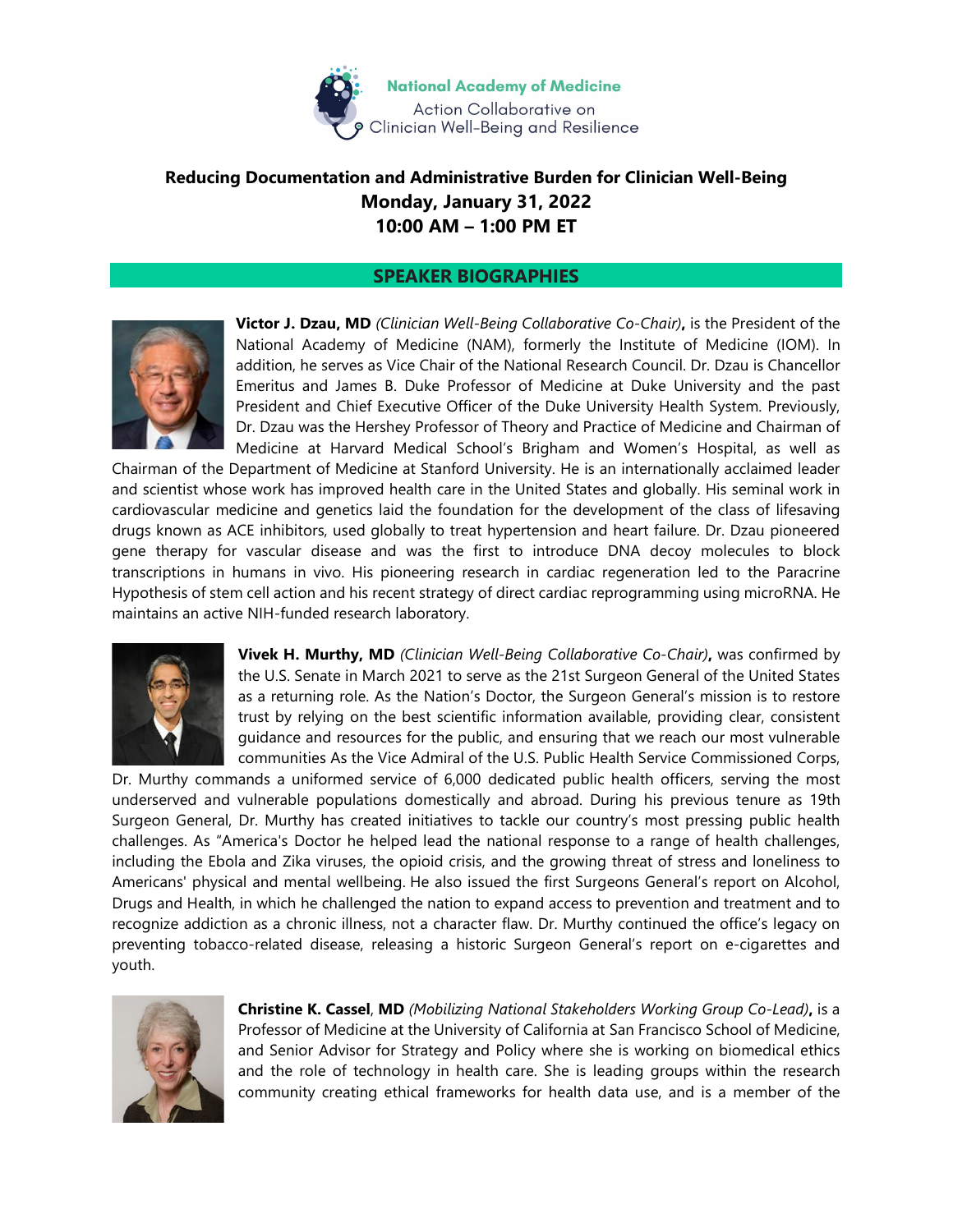National Academy of Medicine
Action Collaborative on
Clinician Well-Being and Resilience

# Reducing Documentation and Administrative Burden for Clinician Well-Being
## Monday, January 31, 2022
## 10:00 AM – 1:00 PM ET

## SPEAKER BIOGRAPHIES

**Victor J. Dzau, MD** *(Clinician Well-Being Collaborative Co-Chair)***,** is the President of the National Academy of Medicine (NAM), formerly the Institute of Medicine (IOM). In addition, he serves as Vice Chair of the National Research Council. Dr. Dzau is Chancellor Emeritus and James B. Duke Professor of Medicine at Duke University and the past President and Chief Executive Officer of the Duke University Health System. Previously, Dr. Dzau was the Hershey Professor of Theory and Practice of Medicine and Chairman of Medicine at Harvard Medical School's Brigham and Women's Hospital, as well as Chairman of the Department of Medicine at Stanford University. He is an internationally acclaimed leader and scientist whose work has improved health care in the United States and globally. His seminal work in cardiovascular medicine and genetics laid the foundation for the development of the class of lifesaving drugs known as ACE inhibitors, used globally to treat hypertension and heart failure. Dr. Dzau pioneered gene therapy for vascular disease and was the first to introduce DNA decoy molecules to block transcriptions in humans in vivo. His pioneering research in cardiac regeneration led to the Paracrine Hypothesis of stem cell action and his recent strategy of direct cardiac reprogramming using microRNA. He maintains an active NIH-funded research laboratory.

**Vivek H. Murthy, MD** *(Clinician Well-Being Collaborative Co-Chair)***,** was confirmed by the U.S. Senate in March 2021 to serve as the 21st Surgeon General of the United States as a returning role. As the Nation's Doctor, the Surgeon General's mission is to restore trust by relying on the best scientific information available, providing clear, consistent guidance and resources for the public, and ensuring that we reach our most vulnerable communities As the Vice Admiral of the U.S. Public Health Service Commissioned Corps, Dr. Murthy commands a uniformed service of 6,000 dedicated public health officers, serving the most underserved and vulnerable populations domestically and abroad. During his previous tenure as 19th Surgeon General, Dr. Murthy has created initiatives to tackle our country's most pressing public health challenges. As "America's Doctor he helped lead the national response to a range of health challenges, including the Ebola and Zika viruses, the opioid crisis, and the growing threat of stress and loneliness to Americans' physical and mental wellbeing. He also issued the first Surgeons General's report on Alcohol, Drugs and Health, in which he challenged the nation to expand access to prevention and treatment and to recognize addiction as a chronic illness, not a character flaw. Dr. Murthy continued the office's legacy on preventing tobacco-related disease, releasing a historic Surgeon General's report on e-cigarettes and youth.

**Christine K. Cassel**, **MD** *(Mobilizing National Stakeholders Working Group Co-Lead)***,** is a Professor of Medicine at the University of California at San Francisco School of Medicine, and Senior Advisor for Strategy and Policy where she is working on biomedical ethics and the role of technology in health care. She is leading groups within the research community creating ethical frameworks for health data use, and is a member of the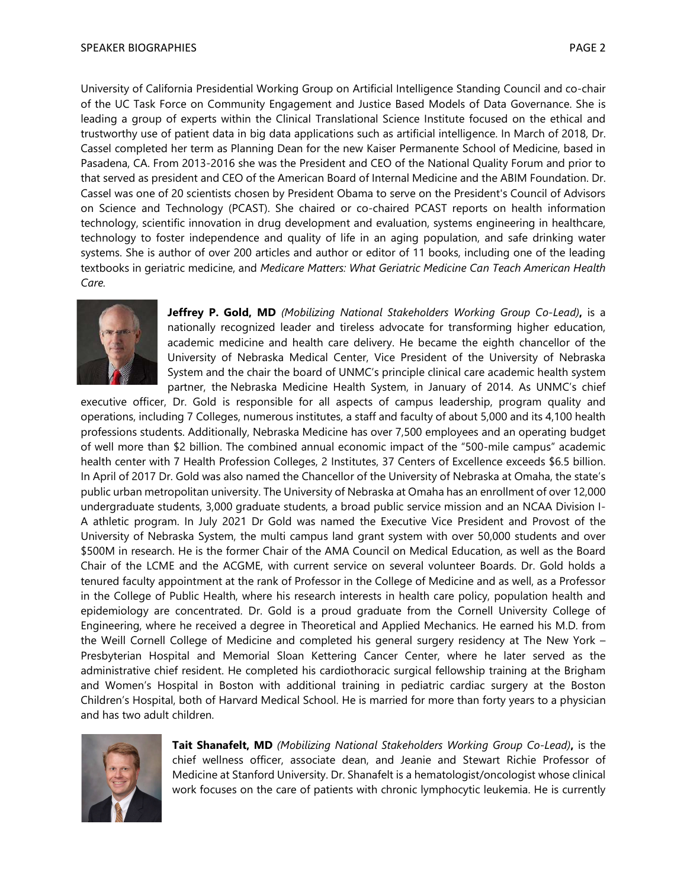University of California Presidential Working Group on Artificial Intelligence Standing Council and co-chair of the UC Task Force on Community Engagement and Justice Based Models of Data Governance. She is leading a group of experts within the Clinical Translational Science Institute focused on the ethical and trustworthy use of patient data in big data applications such as artificial intelligence. In March of 2018, Dr. Cassel completed her term as Planning Dean for the new Kaiser Permanente School of Medicine, based in Pasadena, CA. From 2013-2016 she was the President and CEO of the National Quality Forum and prior to that served as president and CEO of the American Board of Internal Medicine and the ABIM Foundation. Dr. Cassel was one of 20 scientists chosen by President Obama to serve on the President's Council of Advisors on Science and Technology (PCAST). She chaired or co-chaired PCAST reports on health information technology, scientific innovation in drug development and evaluation, systems engineering in healthcare, technology to foster independence and quality of life in an aging population, and safe drinking water systems. She is author of over 200 articles and author or editor of 11 books, including one of the leading textbooks in geriatric medicine, and *Medicare Matters: What Geriatric Medicine Can Teach American Health Care.*

**Jeffrey P. Gold, MD** *(Mobilizing National Stakeholders Working Group Co-Lead)***,** is a nationally recognized leader and tireless advocate for transforming higher education, academic medicine and health care delivery. He became the eighth chancellor of the University of Nebraska Medical Center, Vice President of the University of Nebraska System and the chair the board of UNMC's principle clinical care academic health system partner, the Nebraska Medicine Health System, in January of 2014. As UNMC's chief executive officer, Dr. Gold is responsible for all aspects of campus leadership, program quality and operations, including 7 Colleges, numerous institutes, a staff and faculty of about 5,000 and its 4,100 health professions students. Additionally, Nebraska Medicine has over 7,500 employees and an operating budget of well more than $2 billion. The combined annual economic impact of the "500-mile campus" academic health center with 7 Health Profession Colleges, 2 Institutes, 37 Centers of Excellence exceeds $6.5 billion. In April of 2017 Dr. Gold was also named the Chancellor of the University of Nebraska at Omaha, the state's public urban metropolitan university. The University of Nebraska at Omaha has an enrollment of over 12,000 undergraduate students, 3,000 graduate students, a broad public service mission and an NCAA Division I-A athletic program. In July 2021 Dr Gold was named the Executive Vice President and Provost of the University of Nebraska System, the multi campus land grant system with over 50,000 students and over $500M in research. He is the former Chair of the AMA Council on Medical Education, as well as the Board Chair of the LCME and the ACGME, with current service on several volunteer Boards. Dr. Gold holds a tenured faculty appointment at the rank of Professor in the College of Medicine and as well, as a Professor in the College of Public Health, where his research interests in health care policy, population health and epidemiology are concentrated. Dr. Gold is a proud graduate from the Cornell University College of Engineering, where he received a degree in Theoretical and Applied Mechanics. He earned his M.D. from the Weill Cornell College of Medicine and completed his general surgery residency at The New York – Presbyterian Hospital and Memorial Sloan Kettering Cancer Center, where he later served as the administrative chief resident. He completed his cardiothoracic surgical fellowship training at the Brigham and Women's Hospital in Boston with additional training in pediatric cardiac surgery at the Boston Children's Hospital, both of Harvard Medical School. He is married for more than forty years to a physician and has two adult children.

**Tait Shanafelt, MD** *(Mobilizing National Stakeholders Working Group Co-Lead)***,** is the chief wellness officer, associate dean, and Jeanie and Stewart Richie Professor of Medicine at Stanford University. Dr. Shanafelt is a hematologist/oncologist whose clinical work focuses on the care of patients with chronic lymphocytic leukemia. He is currently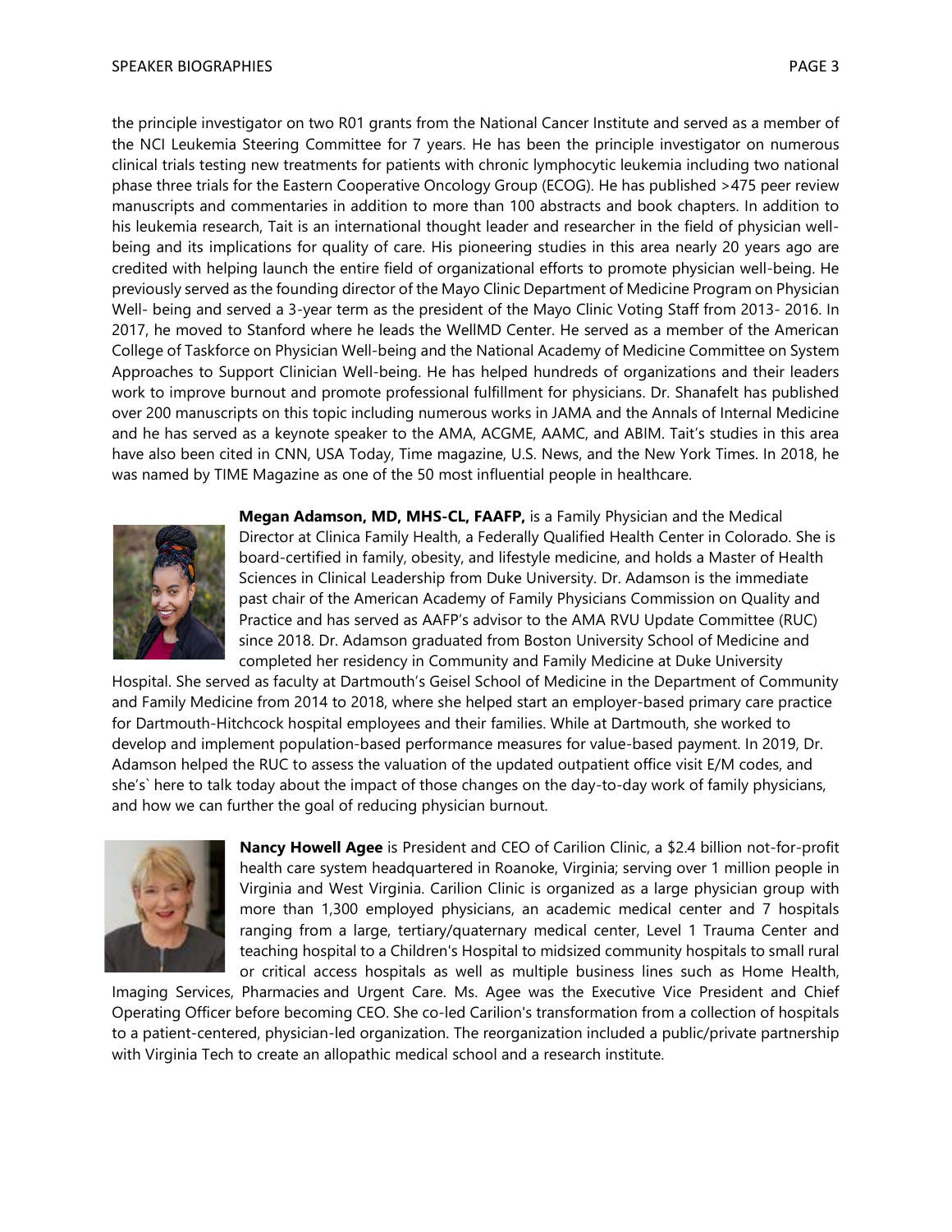the principle investigator on two R01 grants from the National Cancer Institute and served as a member of the NCI Leukemia Steering Committee for 7 years. He has been the principle investigator on numerous clinical trials testing new treatments for patients with chronic lymphocytic leukemia including two national phase three trials for the Eastern Cooperative Oncology Group (ECOG). He has published >475 peer review manuscripts and commentaries in addition to more than 100 abstracts and book chapters. In addition to his leukemia research, Tait is an international thought leader and researcher in the field of physician well-being and its implications for quality of care. His pioneering studies in this area nearly 20 years ago are credited with helping launch the entire field of organizational efforts to promote physician well-being. He previously served as the founding director of the Mayo Clinic Department of Medicine Program on Physician Well- being and served a 3-year term as the president of the Mayo Clinic Voting Staff from 2013- 2016. In 2017, he moved to Stanford where he leads the WellMD Center. He served as a member of the American College of Taskforce on Physician Well-being and the National Academy of Medicine Committee on System Approaches to Support Clinician Well-being. He has helped hundreds of organizations and their leaders work to improve burnout and promote professional fulfillment for physicians. Dr. Shanafelt has published over 200 manuscripts on this topic including numerous works in JAMA and the Annals of Internal Medicine and he has served as a keynote speaker to the AMA, ACGME, AAMC, and ABIM. Tait's studies in this area have also been cited in CNN, USA Today, Time magazine, U.S. News, and the New York Times. In 2018, he was named by TIME Magazine as one of the 50 most influential people in healthcare.

**Megan Adamson, MD, MHS-CL, FAAFP,** is a Family Physician and the Medical Director at Clinica Family Health, a Federally Qualified Health Center in Colorado. She is board-certified in family, obesity, and lifestyle medicine, and holds a Master of Health Sciences in Clinical Leadership from Duke University. Dr. Adamson is the immediate past chair of the American Academy of Family Physicians Commission on Quality and Practice and has served as AAFP's advisor to the AMA RVU Update Committee (RUC) since 2018. Dr. Adamson graduated from Boston University School of Medicine and completed her residency in Community and Family Medicine at Duke University Hospital. She served as faculty at Dartmouth's Geisel School of Medicine in the Department of Community and Family Medicine from 2014 to 2018, where she helped start an employer-based primary care practice for Dartmouth-Hitchcock hospital employees and their families. While at Dartmouth, she worked to develop and implement population-based performance measures for value-based payment. In 2019, Dr. Adamson helped the RUC to assess the valuation of the updated outpatient office visit E/M codes, and she's` here to talk today about the impact of those changes on the day-to-day work of family physicians, and how we can further the goal of reducing physician burnout.

**Nancy Howell Agee** is President and CEO of Carilion Clinic, a $2.4 billion not-for-profit health care system headquartered in Roanoke, Virginia; serving over 1 million people in Virginia and West Virginia. Carilion Clinic is organized as a large physician group with more than 1,300 employed physicians, an academic medical center and 7 hospitals ranging from a large, tertiary/quaternary medical center, Level 1 Trauma Center and teaching hospital to a Children's Hospital to midsized community hospitals to small rural or critical access hospitals as well as multiple business lines such as Home Health, Imaging Services, Pharmacies and Urgent Care. Ms. Agee was the Executive Vice President and Chief Operating Officer before becoming CEO. She co-led Carilion's transformation from a collection of hospitals to a patient-centered, physician-led organization. The reorganization included a public/private partnership with Virginia Tech to create an allopathic medical school and a research institute.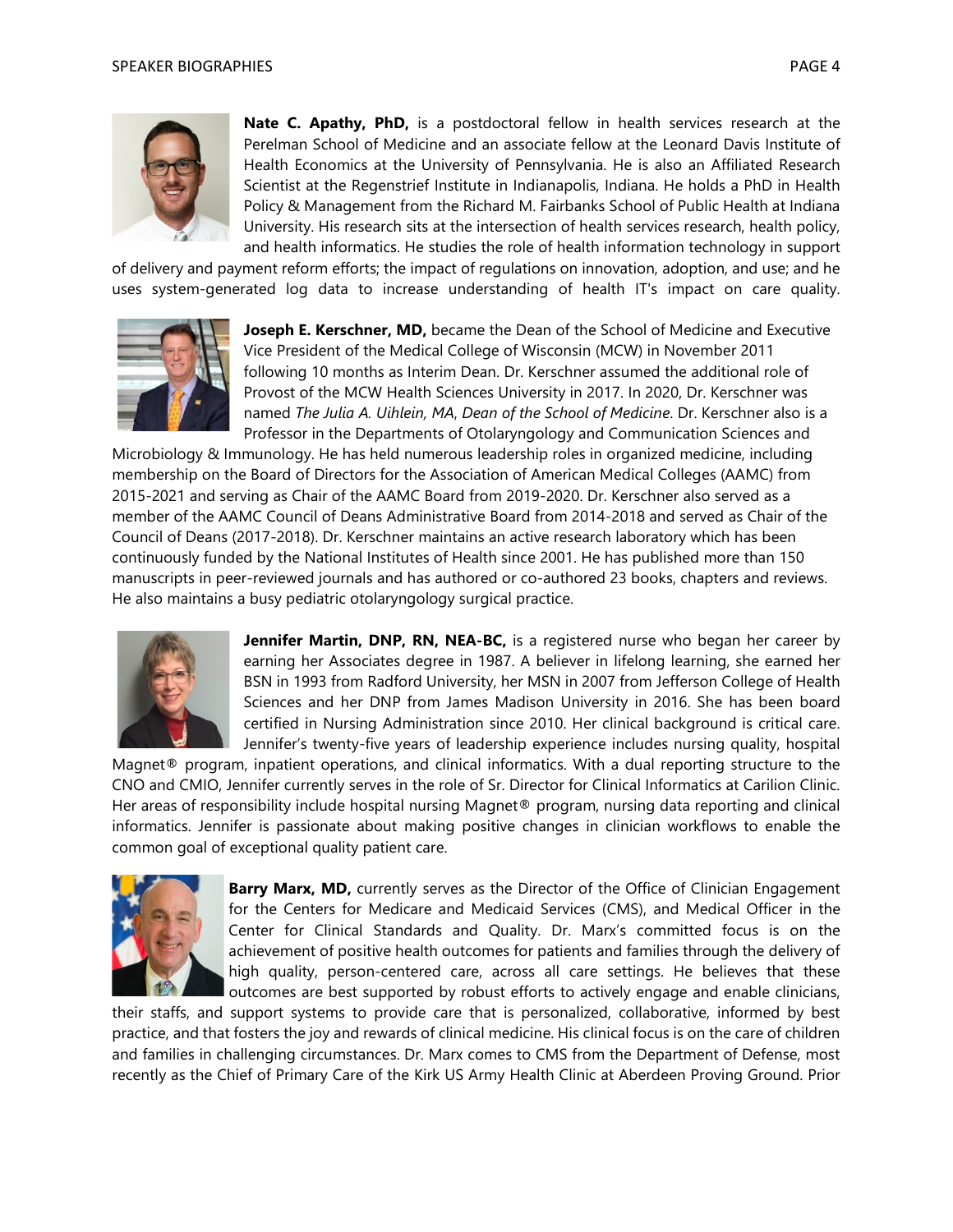**Nate C. Apathy, PhD,** is a postdoctoral fellow in health services research at the Perelman School of Medicine and an associate fellow at the Leonard Davis Institute of Health Economics at the University of Pennsylvania. He is also an Affiliated Research Scientist at the Regenstrief Institute in Indianapolis, Indiana. He holds a PhD in Health Policy & Management from the Richard M. Fairbanks School of Public Health at Indiana University. His research sits at the intersection of health services research, health policy, and health informatics. He studies the role of health information technology in support of delivery and payment reform efforts; the impact of regulations on innovation, adoption, and use; and he uses system-generated log data to increase understanding of health IT's impact on care quality.

**Joseph E. Kerschner, MD,** became the Dean of the School of Medicine and Executive Vice President of the Medical College of Wisconsin (MCW) in November 2011 following 10 months as Interim Dean. Dr. Kerschner assumed the additional role of Provost of the MCW Health Sciences University in 2017. In 2020, Dr. Kerschner was named *The Julia A. Uihlein, MA, Dean of the School of Medicine*. Dr. Kerschner also is a Professor in the Departments of Otolaryngology and Communication Sciences and Microbiology & Immunology. He has held numerous leadership roles in organized medicine, including membership on the Board of Directors for the Association of American Medical Colleges (AAMC) from 2015-2021 and serving as Chair of the AAMC Board from 2019-2020. Dr. Kerschner also served as a member of the AAMC Council of Deans Administrative Board from 2014-2018 and served as Chair of the Council of Deans (2017-2018). Dr. Kerschner maintains an active research laboratory which has been continuously funded by the National Institutes of Health since 2001. He has published more than 150 manuscripts in peer-reviewed journals and has authored or co-authored 23 books, chapters and reviews. He also maintains a busy pediatric otolaryngology surgical practice.

**Jennifer Martin, DNP, RN, NEA-BC,** is a registered nurse who began her career by earning her Associates degree in 1987. A believer in lifelong learning, she earned her BSN in 1993 from Radford University, her MSN in 2007 from Jefferson College of Health Sciences and her DNP from James Madison University in 2016. She has been board certified in Nursing Administration since 2010. Her clinical background is critical care. Jennifer's twenty-five years of leadership experience includes nursing quality, hospital Magnet® program, inpatient operations, and clinical informatics. With a dual reporting structure to the CNO and CMIO, Jennifer currently serves in the role of Sr. Director for Clinical Informatics at Carilion Clinic. Her areas of responsibility include hospital nursing Magnet® program, nursing data reporting and clinical informatics. Jennifer is passionate about making positive changes in clinician workflows to enable the common goal of exceptional quality patient care.

**Barry Marx, MD,** currently serves as the Director of the Office of Clinician Engagement for the Centers for Medicare and Medicaid Services (CMS), and Medical Officer in the Center for Clinical Standards and Quality. Dr. Marx's committed focus is on the achievement of positive health outcomes for patients and families through the delivery of high quality, person-centered care, across all care settings. He believes that these outcomes are best supported by robust efforts to actively engage and enable clinicians, their staffs, and support systems to provide care that is personalized, collaborative, informed by best practice, and that fosters the joy and rewards of clinical medicine. His clinical focus is on the care of children and families in challenging circumstances. Dr. Marx comes to CMS from the Department of Defense, most recently as the Chief of Primary Care of the Kirk US Army Health Clinic at Aberdeen Proving Ground. Prior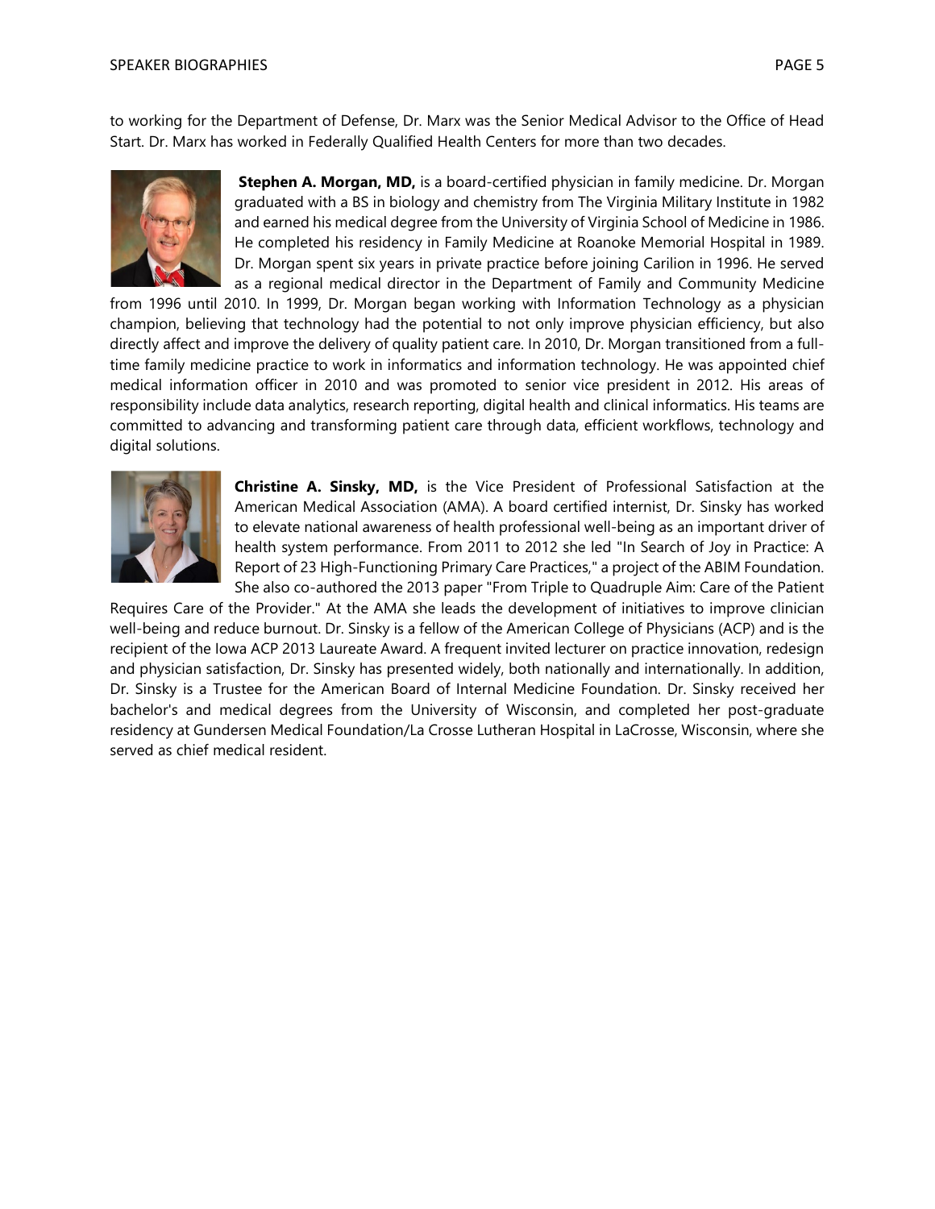to working for the Department of Defense, Dr. Marx was the Senior Medical Advisor to the Office of Head Start. Dr. Marx has worked in Federally Qualified Health Centers for more than two decades.

**Stephen A. Morgan, MD,** is a board-certified physician in family medicine. Dr. Morgan graduated with a BS in biology and chemistry from The Virginia Military Institute in 1982 and earned his medical degree from the University of Virginia School of Medicine in 1986. He completed his residency in Family Medicine at Roanoke Memorial Hospital in 1989. Dr. Morgan spent six years in private practice before joining Carilion in 1996. He served as a regional medical director in the Department of Family and Community Medicine from 1996 until 2010. In 1999, Dr. Morgan began working with Information Technology as a physician champion, believing that technology had the potential to not only improve physician efficiency, but also directly affect and improve the delivery of quality patient care. In 2010, Dr. Morgan transitioned from a full-time family medicine practice to work in informatics and information technology. He was appointed chief medical information officer in 2010 and was promoted to senior vice president in 2012. His areas of responsibility include data analytics, research reporting, digital health and clinical informatics. His teams are committed to advancing and transforming patient care through data, efficient workflows, technology and digital solutions.

**Christine A. Sinsky, MD,** is the Vice President of Professional Satisfaction at the American Medical Association (AMA). A board certified internist, Dr. Sinsky has worked to elevate national awareness of health professional well-being as an important driver of health system performance. From 2011 to 2012 she led "In Search of Joy in Practice: A Report of 23 High-Functioning Primary Care Practices," a project of the ABIM Foundation. She also co-authored the 2013 paper "From Triple to Quadruple Aim: Care of the Patient Requires Care of the Provider." At the AMA she leads the development of initiatives to improve clinician well-being and reduce burnout. Dr. Sinsky is a fellow of the American College of Physicians (ACP) and is the recipient of the Iowa ACP 2013 Laureate Award. A frequent invited lecturer on practice innovation, redesign and physician satisfaction, Dr. Sinsky has presented widely, both nationally and internationally. In addition, Dr. Sinsky is a Trustee for the American Board of Internal Medicine Foundation. Dr. Sinsky received her bachelor's and medical degrees from the University of Wisconsin, and completed her post-graduate residency at Gundersen Medical Foundation/La Crosse Lutheran Hospital in LaCrosse, Wisconsin, where she served as chief medical resident.